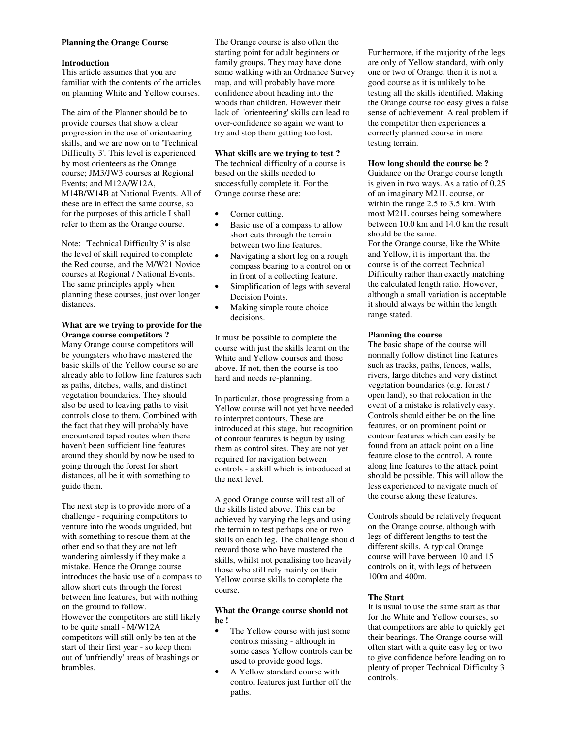## Planning the Orange Course

### Introduction

This article assumes that you are familiar with the contents of the articles on planning White and Yellow courses.

The aim of the Planner should be to provide courses that show a clear progression in the use of orienteering skills, and we are now on to 'Technical Difficulty 3'. This level is experienced by most orienteers as the Orange course; JM3/JW3 courses at Regional Events; and M12A/W12A, M14B/W14B at National Events. All of these are in effect the same course, so for the purposes of this article I shall refer to them as the Orange course.

Note: 'Technical Difficulty 3' is also the level of skill required to complete the Red course, and the M/W21 Novice courses at Regional / National Events. The same principles apply when planning these courses, just over longer distances.

### What are we trying to provide for the Orange course competitors ?

Many Orange course competitors will be youngsters who have mastered the basic skills of the Yellow course so are already able to follow line features such as paths, ditches, walls, and distinct vegetation boundaries. They should also be used to leaving paths to visit controls close to them. Combined with the fact that they will probably have encountered taped routes when there haven't been sufficient line features around they should by now be used to going through the forest for short distances, all be it with something to guide them.

The next step is to provide more of a challenge - requiring competitors to venture into the woods unguided, but with something to rescue them at the other end so that they are not left wandering aimlessly if they make a mistake. Hence the Orange course introduces the basic use of a compass to allow short cuts through the forest between line features, but with nothing on the ground to follow.
However the competitors are still likely to be quite small - M/W12A competitors will still only be ten at the start of their first year - so keep them out of 'unfriendly' areas of brashings or brambles.

The Orange course is also often the starting point for adult beginners or family groups. They may have done some walking with an Ordnance Survey map, and will probably have more confidence about heading into the woods than children. However their lack of 'orienteering' skills can lead to over-confidence so again we want to try and stop them getting too lost.

### What skills are we trying to test ?

The technical difficulty of a course is based on the skills needed to successfully complete it. For the Orange course these are:

- Corner cutting.
- Basic use of a compass to allow short cuts through the terrain between two line features.
- Navigating a short leg on a rough compass bearing to a control on or in front of a collecting feature.
- Simplification of legs with several Decision Points.
- Making simple route choice decisions.

It must be possible to complete the course with just the skills learnt on the White and Yellow courses and those above. If not, then the course is too hard and needs re-planning.

In particular, those progressing from a Yellow course will not yet have needed to interpret contours. These are introduced at this stage, but recognition of contour features is begun by using them as control sites. They are not yet required for navigation between controls - a skill which is introduced at the next level.

A good Orange course will test all of the skills listed above. This can be achieved by varying the legs and using the terrain to test perhaps one or two skills on each leg. The challenge should reward those who have mastered the skills, whilst not penalising too heavily those who still rely mainly on their Yellow course skills to complete the course.

### What the Orange course should not be !

- The Yellow course with just some controls missing - although in some cases Yellow controls can be used to provide good legs.
- A Yellow standard course with control features just further off the paths.

Furthermore, if the majority of the legs are only of Yellow standard, with only one or two of Orange, then it is not a good course as it is unlikely to be testing all the skills identified. Making the Orange course too easy gives a false sense of achievement. A real problem if the competitor then experiences a correctly planned course in more testing terrain.

### How long should the course be ?

Guidance on the Orange course length is given in two ways. As a ratio of 0.25 of an imaginary M21L course, or within the range 2.5 to 3.5 km. With most M21L courses being somewhere between 10.0 km and 14.0 km the result should be the same.
For the Orange course, like the White and Yellow, it is important that the course is of the correct Technical Difficulty rather than exactly matching the calculated length ratio. However, although a small variation is acceptable it should always be within the length range stated.

### Planning the course

The basic shape of the course will normally follow distinct line features such as tracks, paths, fences, walls, rivers, large ditches and very distinct vegetation boundaries (e.g. forest / open land), so that relocation in the event of a mistake is relatively easy. Controls should either be on the line features, or on prominent point or contour features which can easily be found from an attack point on a line feature close to the control. A route along line features to the attack point should be possible. This will allow the less experienced to navigate much of the course along these features.

Controls should be relatively frequent on the Orange course, although with legs of different lengths to test the different skills. A typical Orange course will have between 10 and 15 controls on it, with legs of between 100m and 400m.

### The Start

It is usual to use the same start as that for the White and Yellow courses, so that competitors are able to quickly get their bearings. The Orange course will often start with a quite easy leg or two to give confidence before leading on to plenty of proper Technical Difficulty 3 controls.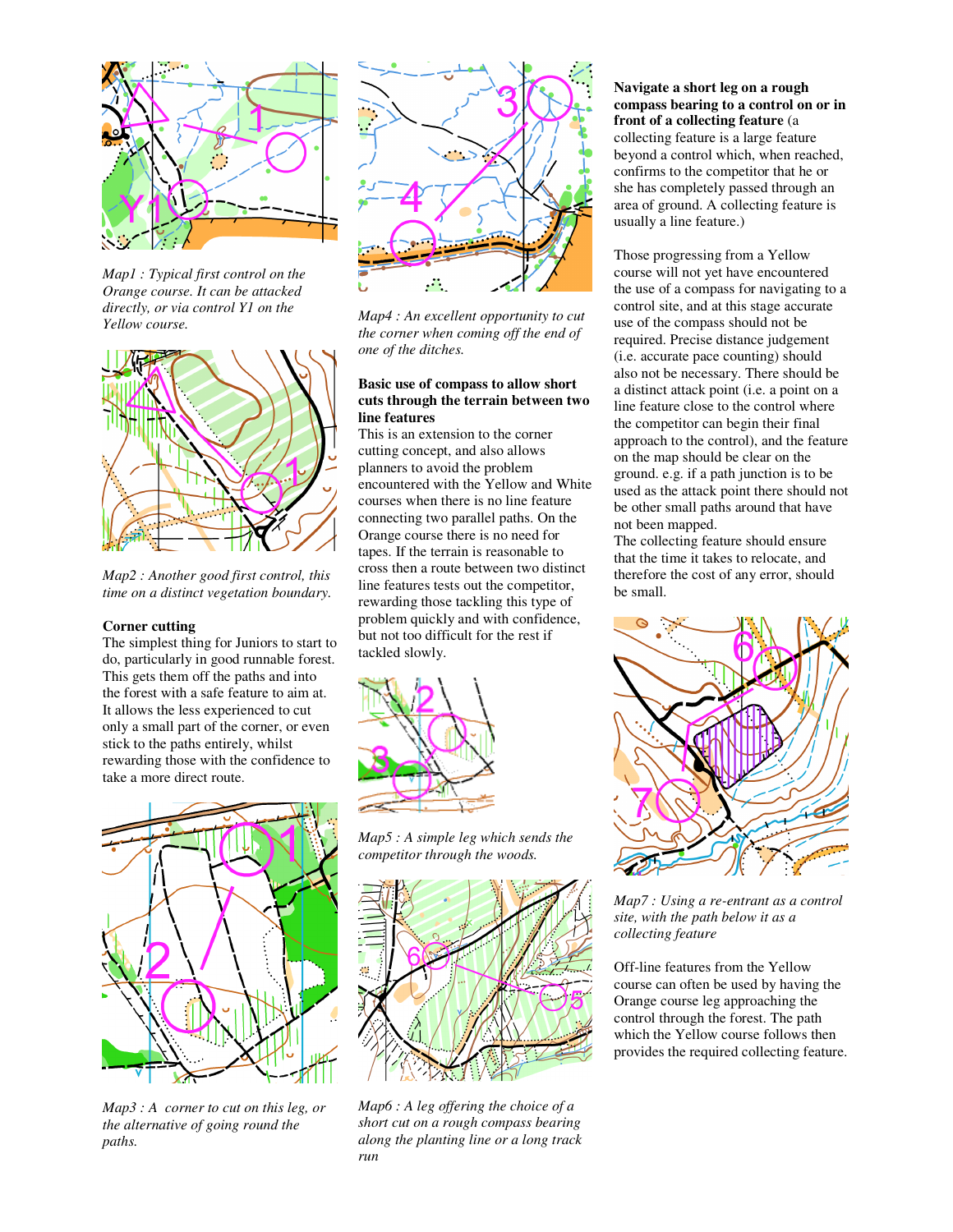*Map1 : Typical first control on the Orange course. It can be attacked directly, or via control Y1 on the Yellow course.*

*Map2 : Another good first control, this time on a distinct vegetation boundary.*

**Corner cutting**

The simplest thing for Juniors to start to do, particularly in good runnable forest. This gets them off the paths and into the forest with a safe feature to aim at. It allows the less experienced to cut only a small part of the corner, or even stick to the paths entirely, whilst rewarding those with the confidence to take a more direct route.

*Map3 : A corner to cut on this leg, or the alternative of going round the paths.*

*Map4 : An excellent opportunity to cut the corner when coming off the end of one of the ditches.*

**Basic use of compass to allow short cuts through the terrain between two line features**

This is an extension to the corner cutting concept, and also allows planners to avoid the problem encountered with the Yellow and White courses when there is no line feature connecting two parallel paths. On the Orange course there is no need for tapes. If the terrain is reasonable to cross then a route between two distinct line features tests out the competitor, rewarding those tackling this type of problem quickly and with confidence, but not too difficult for the rest if tackled slowly.

*Map5 : A simple leg which sends the competitor through the woods.*

*Map6 : A leg offering the choice of a short cut on a rough compass bearing along the planting line or a long track run*

**Navigate a short leg on a rough compass bearing to a control on or in front of a collecting feature** (a collecting feature is a large feature beyond a control which, when reached, confirms to the competitor that he or she has completely passed through an area of ground. A collecting feature is usually a line feature.)

Those progressing from a Yellow course will not yet have encountered the use of a compass for navigating to a control site, and at this stage accurate use of the compass should not be required. Precise distance judgement (i.e. accurate pace counting) should also not be necessary. There should be a distinct attack point (i.e. a point on a line feature close to the control where the competitor can begin their final approach to the control), and the feature on the map should be clear on the ground. e.g. if a path junction is to be used as the attack point there should not be other small paths around that have not been mapped.

The collecting feature should ensure that the time it takes to relocate, and therefore the cost of any error, should be small.

*Map7 : Using a re-entrant as a control site, with the path below it as a collecting feature*

Off-line features from the Yellow course can often be used by having the Orange course leg approaching the control through the forest. The path which the Yellow course follows then provides the required collecting feature.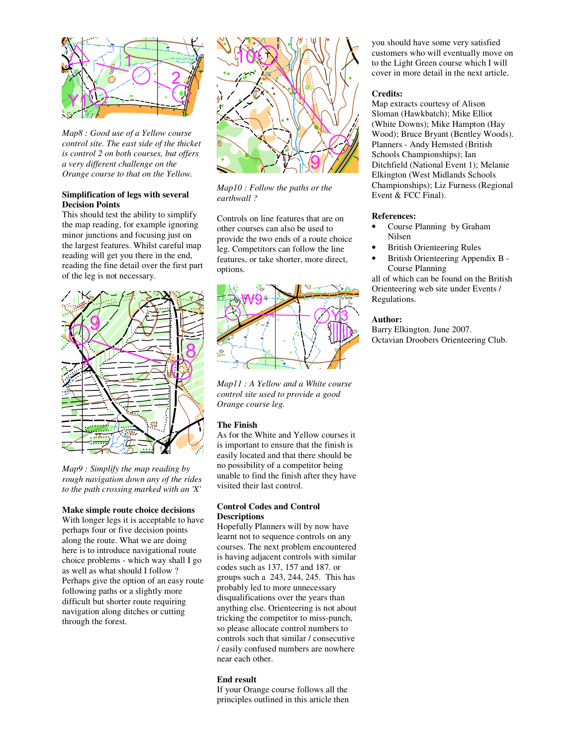*Map8 : Good use of a Yellow course control site. The east side of the thicket is control 2 on both courses, but offers a very different challenge on the Orange course to that on the Yellow.*

**Simplification of legs with several Decision Points**

This should test the ability to simplify the map reading, for example ignoring minor junctions and focusing just on the largest features. Whilst careful map reading will get you there in the end, reading the fine detail over the first part of the leg is not necessary.

*Map9 : Simplify the map reading by rough navigation down any of the rides to the path crossing marked with an 'X'*

**Make simple route choice decisions**

With longer legs it is acceptable to have perhaps four or five decision points along the route. What we are doing here is to introduce navigational route choice problems - which way shall I go as well as what should I follow ? Perhaps give the option of an easy route following paths or a slightly more difficult but shorter route requiring navigation along ditches or cutting through the forest.

*Map10 : Follow the paths or the earthwall ?*

Controls on line features that are on other courses can also be used to provide the two ends of a route choice leg. Competitors can follow the line features, or take shorter, more direct, options.

*Map11 : A Yellow and a White course control site used to provide a good Orange course leg.*

**The Finish**

As for the White and Yellow courses it is important to ensure that the finish is easily located and that there should be no possibility of a competitor being unable to find the finish after they have visited their last control.

**Control Codes and Control Descriptions**

Hopefully Planners will by now have learnt not to sequence controls on any courses. The next problem encountered is having adjacent controls with similar codes such as 137, 157 and 187. or groups such a 243, 244, 245. This has probably led to more unnecessary disqualifications over the years than anything else. Orienteering is not about tricking the competitor to miss-punch, so please allocate control numbers to controls such that similar / consecutive / easily confused numbers are nowhere near each other.

**End result**

If your Orange course follows all the principles outlined in this article then you should have some very satisfied customers who will eventually move on to the Light Green course which I will cover in more detail in the next article.

**Credits:**

Map extracts courtesy of Alison Sloman (Hawkbatch); Mike Elliot (White Downs); Mike Hampton (Hay Wood); Bruce Bryant (Bentley Woods). Planners - Andy Hemsted (British Schools Championships); Ian Ditchfield (National Event 1); Melanie Elkington (West Midlands Schools Championships); Liz Furness (Regional Event & FCC Final).

**References:**

- Course Planning by Graham Nilsen
- British Orienteering Rules
- British Orienteering Appendix B - Course Planning

all of which can be found on the British Orienteering web site under Events / Regulations.

**Author:**

Barry Elkington. June 2007.
Octavian Droobers Orienteering Club.